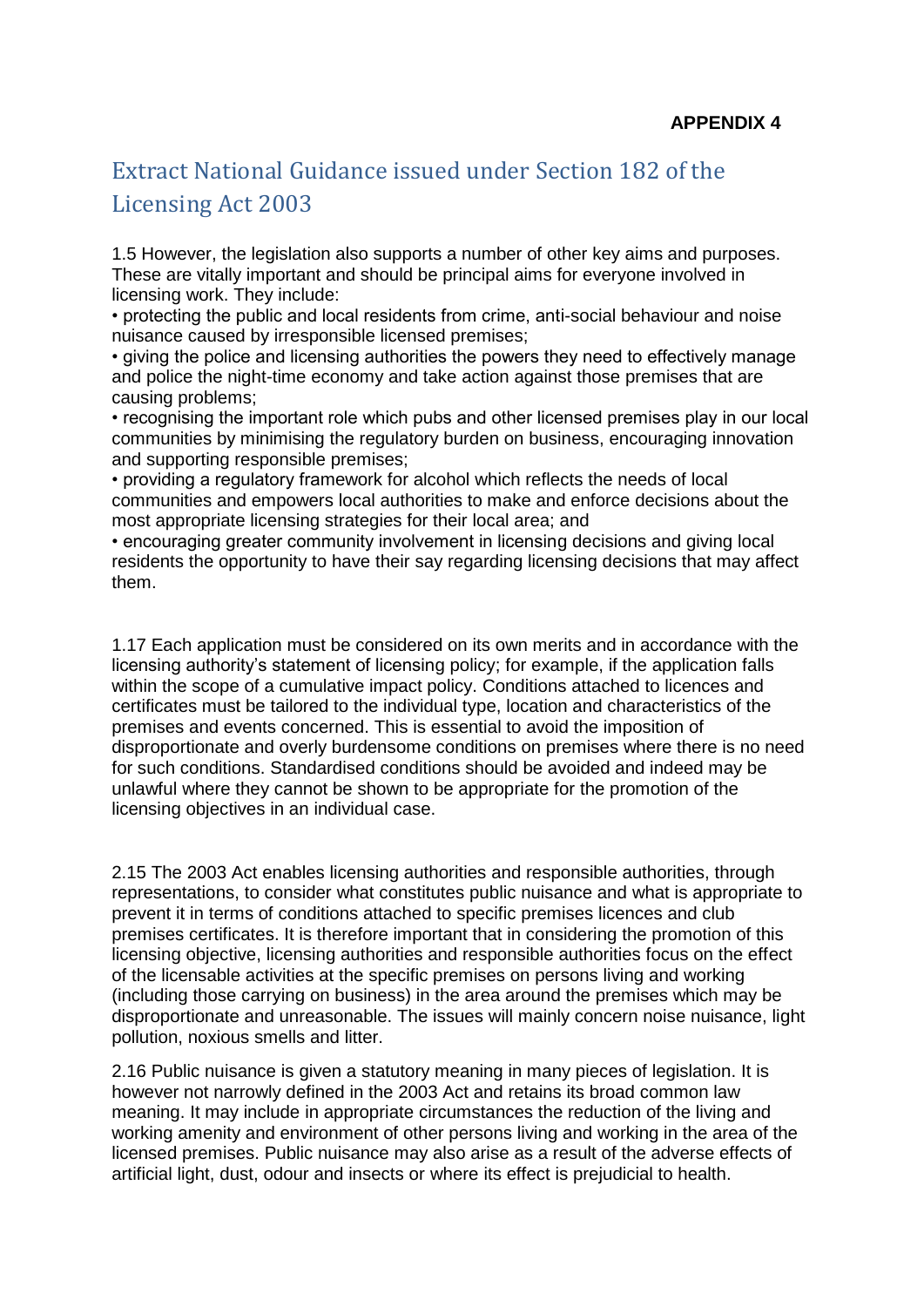**APPENDIX 4**

# Extract National Guidance issued under Section 182 of the Licensing Act 2003

1.5 However, the legislation also supports a number of other key aims and purposes. These are vitally important and should be principal aims for everyone involved in licensing work. They include:

- protecting the public and local residents from crime, anti-social behaviour and noise nuisance caused by irresponsible licensed premises;
- giving the police and licensing authorities the powers they need to effectively manage and police the night-time economy and take action against those premises that are causing problems;
- recognising the important role which pubs and other licensed premises play in our local communities by minimising the regulatory burden on business, encouraging innovation and supporting responsible premises;
- providing a regulatory framework for alcohol which reflects the needs of local communities and empowers local authorities to make and enforce decisions about the most appropriate licensing strategies for their local area; and
- encouraging greater community involvement in licensing decisions and giving local residents the opportunity to have their say regarding licensing decisions that may affect them.

1.17 Each application must be considered on its own merits and in accordance with the licensing authority's statement of licensing policy; for example, if the application falls within the scope of a cumulative impact policy. Conditions attached to licences and certificates must be tailored to the individual type, location and characteristics of the premises and events concerned. This is essential to avoid the imposition of disproportionate and overly burdensome conditions on premises where there is no need for such conditions. Standardised conditions should be avoided and indeed may be unlawful where they cannot be shown to be appropriate for the promotion of the licensing objectives in an individual case.

2.15 The 2003 Act enables licensing authorities and responsible authorities, through representations, to consider what constitutes public nuisance and what is appropriate to prevent it in terms of conditions attached to specific premises licences and club premises certificates. It is therefore important that in considering the promotion of this licensing objective, licensing authorities and responsible authorities focus on the effect of the licensable activities at the specific premises on persons living and working (including those carrying on business) in the area around the premises which may be disproportionate and unreasonable. The issues will mainly concern noise nuisance, light pollution, noxious smells and litter.

2.16 Public nuisance is given a statutory meaning in many pieces of legislation. It is however not narrowly defined in the 2003 Act and retains its broad common law meaning. It may include in appropriate circumstances the reduction of the living and working amenity and environment of other persons living and working in the area of the licensed premises. Public nuisance may also arise as a result of the adverse effects of artificial light, dust, odour and insects or where its effect is prejudicial to health.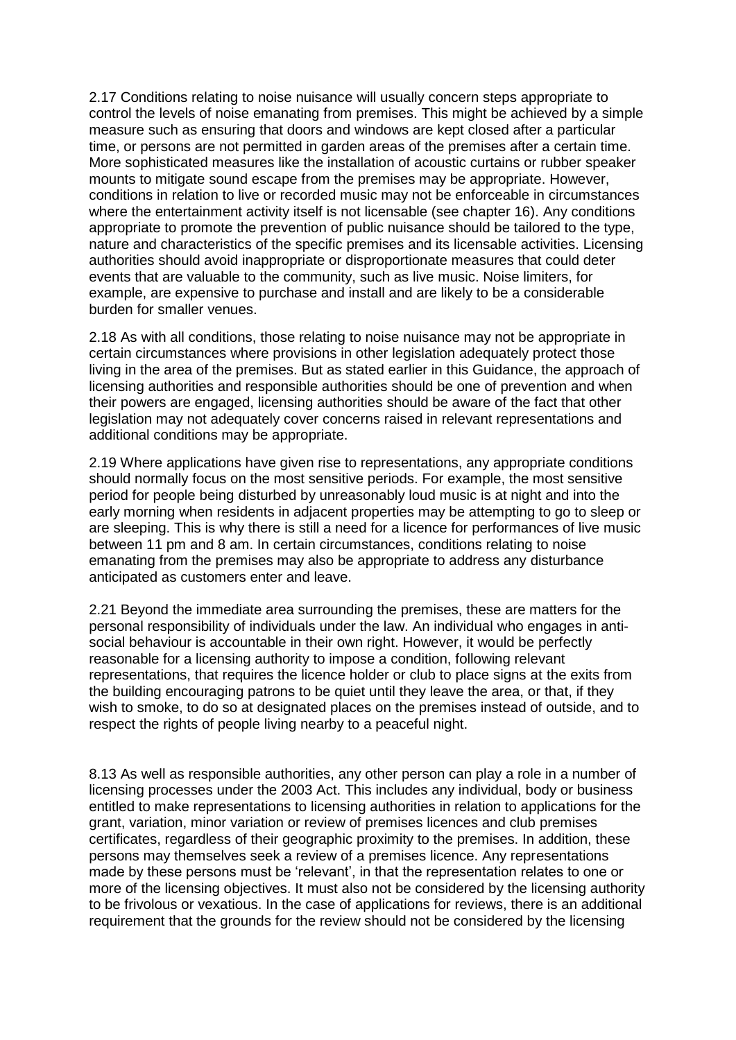2.17 Conditions relating to noise nuisance will usually concern steps appropriate to control the levels of noise emanating from premises. This might be achieved by a simple measure such as ensuring that doors and windows are kept closed after a particular time, or persons are not permitted in garden areas of the premises after a certain time. More sophisticated measures like the installation of acoustic curtains or rubber speaker mounts to mitigate sound escape from the premises may be appropriate. However, conditions in relation to live or recorded music may not be enforceable in circumstances where the entertainment activity itself is not licensable (see chapter 16). Any conditions appropriate to promote the prevention of public nuisance should be tailored to the type, nature and characteristics of the specific premises and its licensable activities. Licensing authorities should avoid inappropriate or disproportionate measures that could deter events that are valuable to the community, such as live music. Noise limiters, for example, are expensive to purchase and install and are likely to be a considerable burden for smaller venues.

2.18 As with all conditions, those relating to noise nuisance may not be appropriate in certain circumstances where provisions in other legislation adequately protect those living in the area of the premises. But as stated earlier in this Guidance, the approach of licensing authorities and responsible authorities should be one of prevention and when their powers are engaged, licensing authorities should be aware of the fact that other legislation may not adequately cover concerns raised in relevant representations and additional conditions may be appropriate.

2.19 Where applications have given rise to representations, any appropriate conditions should normally focus on the most sensitive periods. For example, the most sensitive period for people being disturbed by unreasonably loud music is at night and into the early morning when residents in adjacent properties may be attempting to go to sleep or are sleeping. This is why there is still a need for a licence for performances of live music between 11 pm and 8 am. In certain circumstances, conditions relating to noise emanating from the premises may also be appropriate to address any disturbance anticipated as customers enter and leave.

2.21 Beyond the immediate area surrounding the premises, these are matters for the personal responsibility of individuals under the law. An individual who engages in anti-social behaviour is accountable in their own right. However, it would be perfectly reasonable for a licensing authority to impose a condition, following relevant representations, that requires the licence holder or club to place signs at the exits from the building encouraging patrons to be quiet until they leave the area, or that, if they wish to smoke, to do so at designated places on the premises instead of outside, and to respect the rights of people living nearby to a peaceful night.

8.13 As well as responsible authorities, any other person can play a role in a number of licensing processes under the 2003 Act. This includes any individual, body or business entitled to make representations to licensing authorities in relation to applications for the grant, variation, minor variation or review of premises licences and club premises certificates, regardless of their geographic proximity to the premises. In addition, these persons may themselves seek a review of a premises licence. Any representations made by these persons must be 'relevant', in that the representation relates to one or more of the licensing objectives. It must also not be considered by the licensing authority to be frivolous or vexatious. In the case of applications for reviews, there is an additional requirement that the grounds for the review should not be considered by the licensing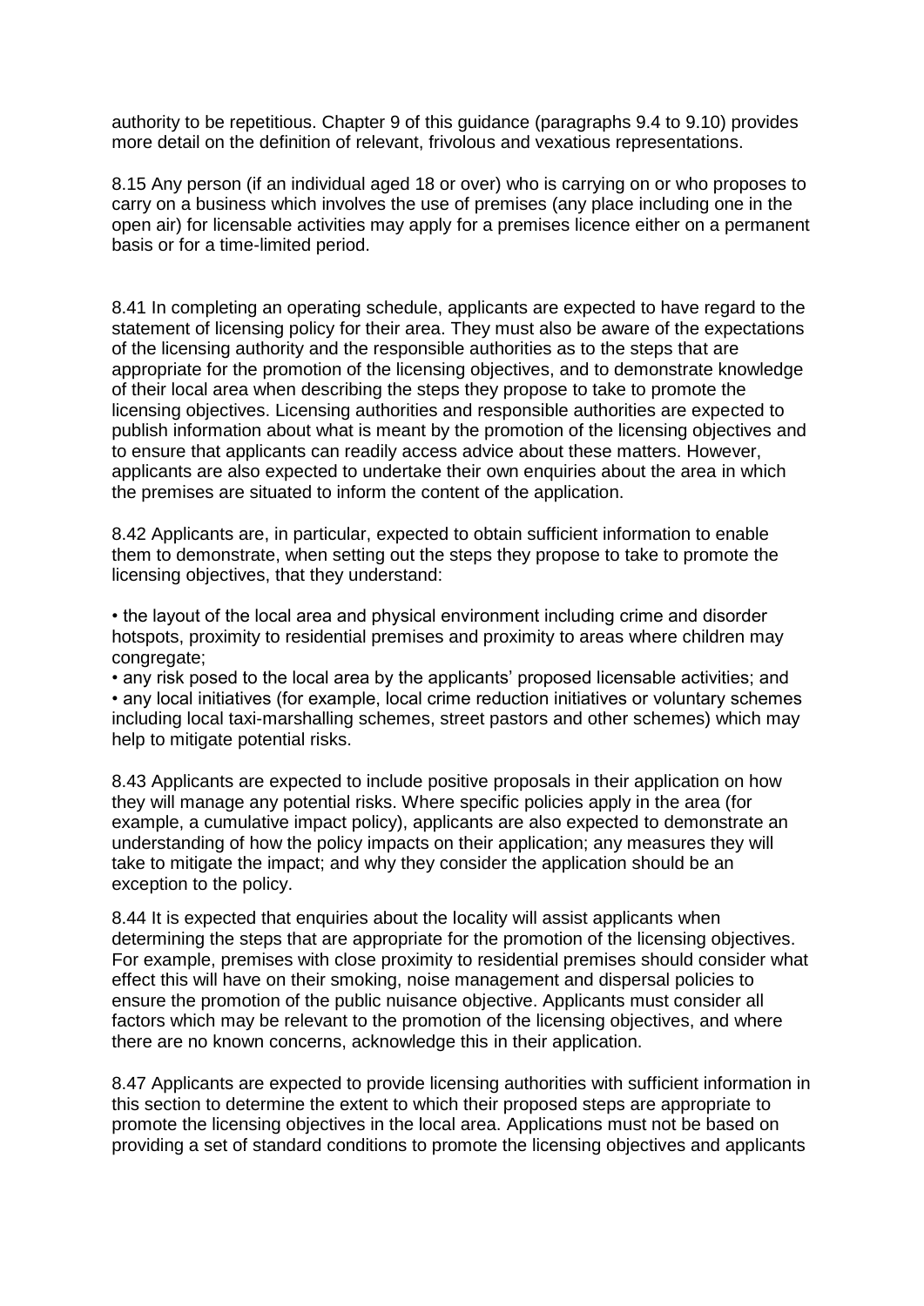authority to be repetitious. Chapter 9 of this guidance (paragraphs 9.4 to 9.10) provides more detail on the definition of relevant, frivolous and vexatious representations.

8.15 Any person (if an individual aged 18 or over) who is carrying on or who proposes to carry on a business which involves the use of premises (any place including one in the open air) for licensable activities may apply for a premises licence either on a permanent basis or for a time-limited period.

8.41 In completing an operating schedule, applicants are expected to have regard to the statement of licensing policy for their area. They must also be aware of the expectations of the licensing authority and the responsible authorities as to the steps that are appropriate for the promotion of the licensing objectives, and to demonstrate knowledge of their local area when describing the steps they propose to take to promote the licensing objectives. Licensing authorities and responsible authorities are expected to publish information about what is meant by the promotion of the licensing objectives and to ensure that applicants can readily access advice about these matters. However, applicants are also expected to undertake their own enquiries about the area in which the premises are situated to inform the content of the application.

8.42 Applicants are, in particular, expected to obtain sufficient information to enable them to demonstrate, when setting out the steps they propose to take to promote the licensing objectives, that they understand:

- the layout of the local area and physical environment including crime and disorder hotspots, proximity to residential premises and proximity to areas where children may congregate;
- any risk posed to the local area by the applicants' proposed licensable activities; and
- any local initiatives (for example, local crime reduction initiatives or voluntary schemes including local taxi-marshalling schemes, street pastors and other schemes) which may help to mitigate potential risks.

8.43 Applicants are expected to include positive proposals in their application on how they will manage any potential risks. Where specific policies apply in the area (for example, a cumulative impact policy), applicants are also expected to demonstrate an understanding of how the policy impacts on their application; any measures they will take to mitigate the impact; and why they consider the application should be an exception to the policy.

8.44 It is expected that enquiries about the locality will assist applicants when determining the steps that are appropriate for the promotion of the licensing objectives. For example, premises with close proximity to residential premises should consider what effect this will have on their smoking, noise management and dispersal policies to ensure the promotion of the public nuisance objective. Applicants must consider all factors which may be relevant to the promotion of the licensing objectives, and where there are no known concerns, acknowledge this in their application.

8.47 Applicants are expected to provide licensing authorities with sufficient information in this section to determine the extent to which their proposed steps are appropriate to promote the licensing objectives in the local area. Applications must not be based on providing a set of standard conditions to promote the licensing objectives and applicants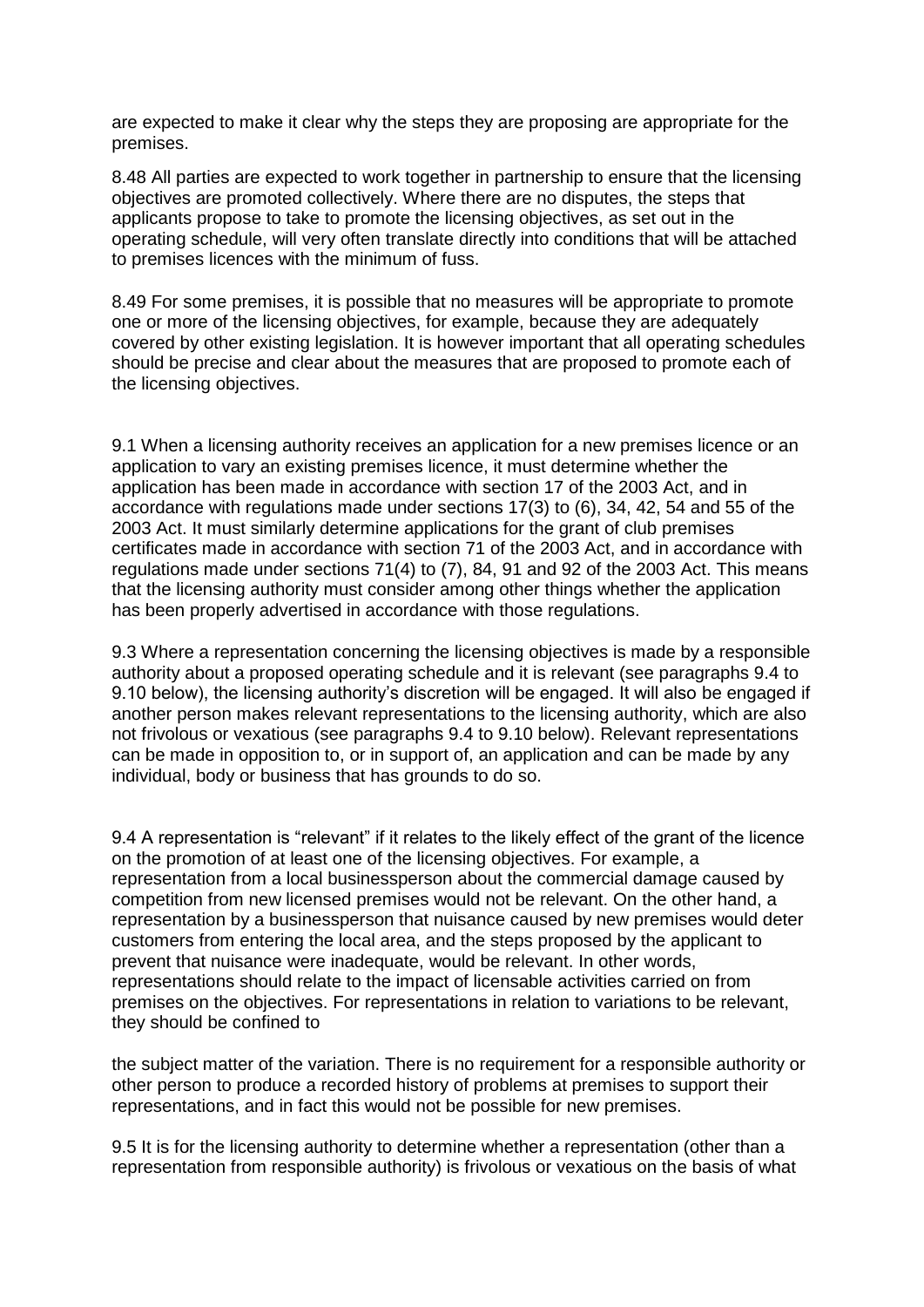are expected to make it clear why the steps they are proposing are appropriate for the premises.

8.48 All parties are expected to work together in partnership to ensure that the licensing objectives are promoted collectively. Where there are no disputes, the steps that applicants propose to take to promote the licensing objectives, as set out in the operating schedule, will very often translate directly into conditions that will be attached to premises licences with the minimum of fuss.

8.49 For some premises, it is possible that no measures will be appropriate to promote one or more of the licensing objectives, for example, because they are adequately covered by other existing legislation. It is however important that all operating schedules should be precise and clear about the measures that are proposed to promote each of the licensing objectives.

9.1 When a licensing authority receives an application for a new premises licence or an application to vary an existing premises licence, it must determine whether the application has been made in accordance with section 17 of the 2003 Act, and in accordance with regulations made under sections 17(3) to (6), 34, 42, 54 and 55 of the 2003 Act. It must similarly determine applications for the grant of club premises certificates made in accordance with section 71 of the 2003 Act, and in accordance with regulations made under sections 71(4) to (7), 84, 91 and 92 of the 2003 Act. This means that the licensing authority must consider among other things whether the application has been properly advertised in accordance with those regulations.

9.3 Where a representation concerning the licensing objectives is made by a responsible authority about a proposed operating schedule and it is relevant (see paragraphs 9.4 to 9.10 below), the licensing authority's discretion will be engaged. It will also be engaged if another person makes relevant representations to the licensing authority, which are also not frivolous or vexatious (see paragraphs 9.4 to 9.10 below). Relevant representations can be made in opposition to, or in support of, an application and can be made by any individual, body or business that has grounds to do so.

9.4 A representation is "relevant" if it relates to the likely effect of the grant of the licence on the promotion of at least one of the licensing objectives. For example, a representation from a local businessperson about the commercial damage caused by competition from new licensed premises would not be relevant. On the other hand, a representation by a businessperson that nuisance caused by new premises would deter customers from entering the local area, and the steps proposed by the applicant to prevent that nuisance were inadequate, would be relevant. In other words, representations should relate to the impact of licensable activities carried on from premises on the objectives. For representations in relation to variations to be relevant, they should be confined to the subject matter of the variation. There is no requirement for a responsible authority or other person to produce a recorded history of problems at premises to support their representations, and in fact this would not be possible for new premises.

9.5 It is for the licensing authority to determine whether a representation (other than a representation from responsible authority) is frivolous or vexatious on the basis of what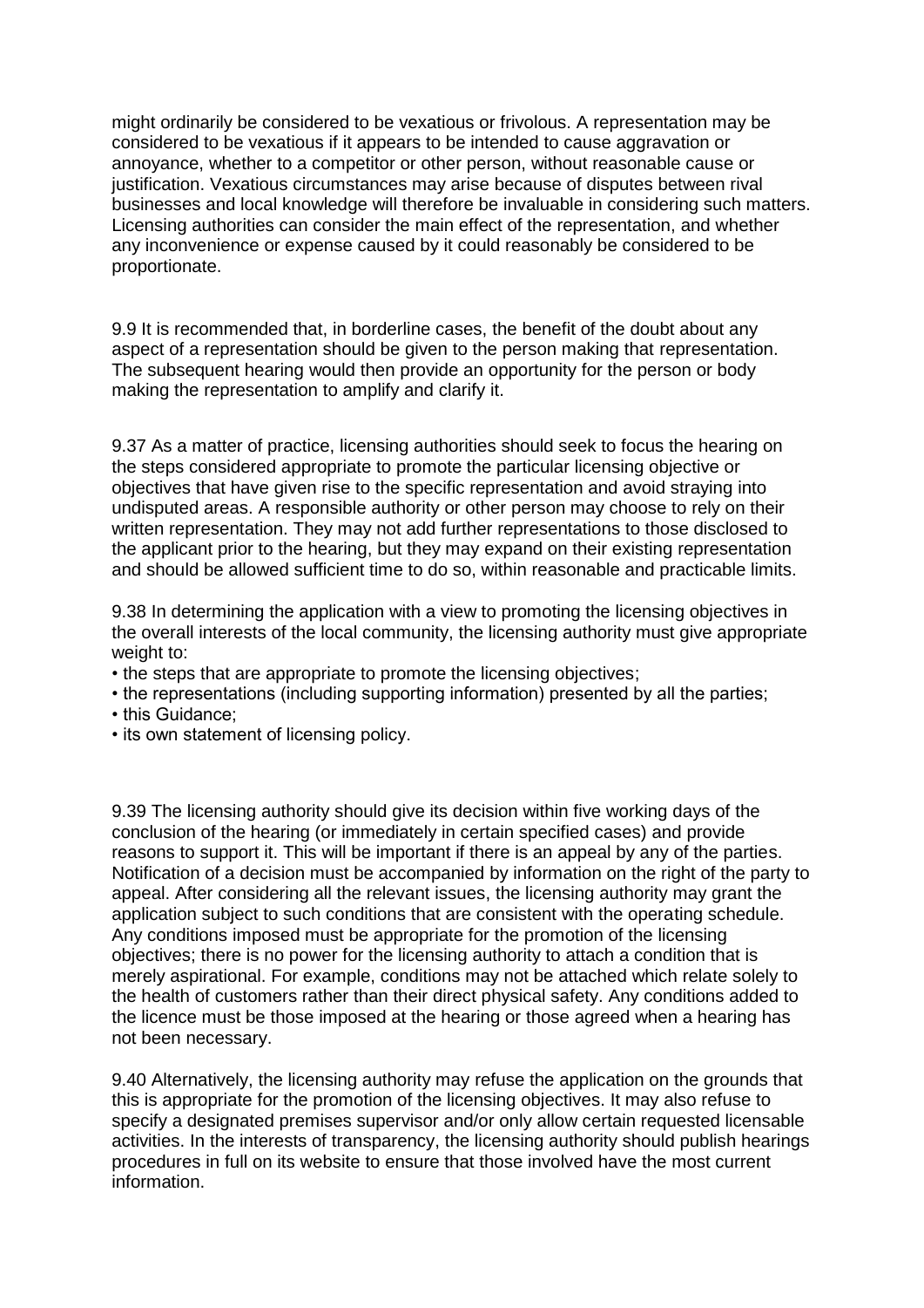might ordinarily be considered to be vexatious or frivolous. A representation may be considered to be vexatious if it appears to be intended to cause aggravation or annoyance, whether to a competitor or other person, without reasonable cause or justification. Vexatious circumstances may arise because of disputes between rival businesses and local knowledge will therefore be invaluable in considering such matters. Licensing authorities can consider the main effect of the representation, and whether any inconvenience or expense caused by it could reasonably be considered to be proportionate.

9.9 It is recommended that, in borderline cases, the benefit of the doubt about any aspect of a representation should be given to the person making that representation. The subsequent hearing would then provide an opportunity for the person or body making the representation to amplify and clarify it.

9.37 As a matter of practice, licensing authorities should seek to focus the hearing on the steps considered appropriate to promote the particular licensing objective or objectives that have given rise to the specific representation and avoid straying into undisputed areas. A responsible authority or other person may choose to rely on their written representation. They may not add further representations to those disclosed to the applicant prior to the hearing, but they may expand on their existing representation and should be allowed sufficient time to do so, within reasonable and practicable limits.

9.38 In determining the application with a view to promoting the licensing objectives in the overall interests of the local community, the licensing authority must give appropriate weight to:

- the steps that are appropriate to promote the licensing objectives;
- the representations (including supporting information) presented by all the parties;
- this Guidance;
- its own statement of licensing policy.

9.39 The licensing authority should give its decision within five working days of the conclusion of the hearing (or immediately in certain specified cases) and provide reasons to support it. This will be important if there is an appeal by any of the parties. Notification of a decision must be accompanied by information on the right of the party to appeal. After considering all the relevant issues, the licensing authority may grant the application subject to such conditions that are consistent with the operating schedule. Any conditions imposed must be appropriate for the promotion of the licensing objectives; there is no power for the licensing authority to attach a condition that is merely aspirational. For example, conditions may not be attached which relate solely to the health of customers rather than their direct physical safety. Any conditions added to the licence must be those imposed at the hearing or those agreed when a hearing has not been necessary.

9.40 Alternatively, the licensing authority may refuse the application on the grounds that this is appropriate for the promotion of the licensing objectives. It may also refuse to specify a designated premises supervisor and/or only allow certain requested licensable activities. In the interests of transparency, the licensing authority should publish hearings procedures in full on its website to ensure that those involved have the most current information.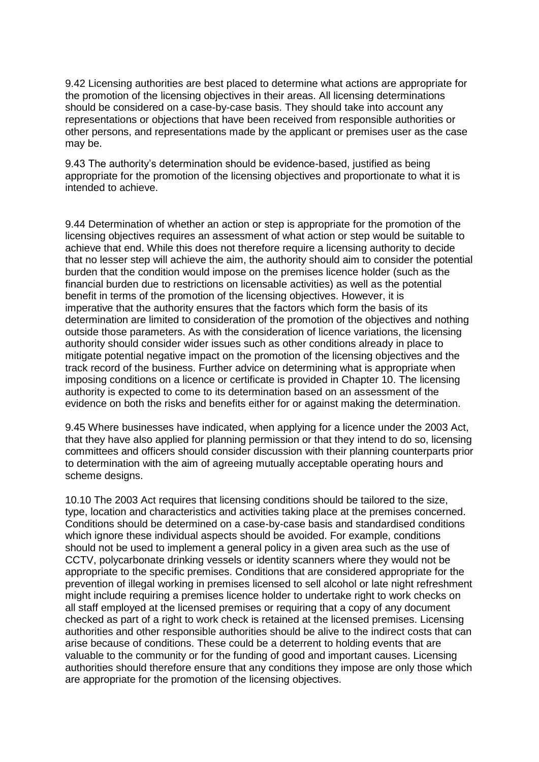9.42 Licensing authorities are best placed to determine what actions are appropriate for the promotion of the licensing objectives in their areas. All licensing determinations should be considered on a case-by-case basis. They should take into account any representations or objections that have been received from responsible authorities or other persons, and representations made by the applicant or premises user as the case may be.

9.43 The authority's determination should be evidence-based, justified as being appropriate for the promotion of the licensing objectives and proportionate to what it is intended to achieve.

9.44 Determination of whether an action or step is appropriate for the promotion of the licensing objectives requires an assessment of what action or step would be suitable to achieve that end. While this does not therefore require a licensing authority to decide that no lesser step will achieve the aim, the authority should aim to consider the potential burden that the condition would impose on the premises licence holder (such as the financial burden due to restrictions on licensable activities) as well as the potential benefit in terms of the promotion of the licensing objectives. However, it is imperative that the authority ensures that the factors which form the basis of its determination are limited to consideration of the promotion of the objectives and nothing outside those parameters. As with the consideration of licence variations, the licensing authority should consider wider issues such as other conditions already in place to mitigate potential negative impact on the promotion of the licensing objectives and the track record of the business. Further advice on determining what is appropriate when imposing conditions on a licence or certificate is provided in Chapter 10. The licensing authority is expected to come to its determination based on an assessment of the evidence on both the risks and benefits either for or against making the determination.

9.45 Where businesses have indicated, when applying for a licence under the 2003 Act, that they have also applied for planning permission or that they intend to do so, licensing committees and officers should consider discussion with their planning counterparts prior to determination with the aim of agreeing mutually acceptable operating hours and scheme designs.

10.10 The 2003 Act requires that licensing conditions should be tailored to the size, type, location and characteristics and activities taking place at the premises concerned. Conditions should be determined on a case-by-case basis and standardised conditions which ignore these individual aspects should be avoided. For example, conditions should not be used to implement a general policy in a given area such as the use of CCTV, polycarbonate drinking vessels or identity scanners where they would not be appropriate to the specific premises. Conditions that are considered appropriate for the prevention of illegal working in premises licensed to sell alcohol or late night refreshment might include requiring a premises licence holder to undertake right to work checks on all staff employed at the licensed premises or requiring that a copy of any document checked as part of a right to work check is retained at the licensed premises. Licensing authorities and other responsible authorities should be alive to the indirect costs that can arise because of conditions. These could be a deterrent to holding events that are valuable to the community or for the funding of good and important causes. Licensing authorities should therefore ensure that any conditions they impose are only those which are appropriate for the promotion of the licensing objectives.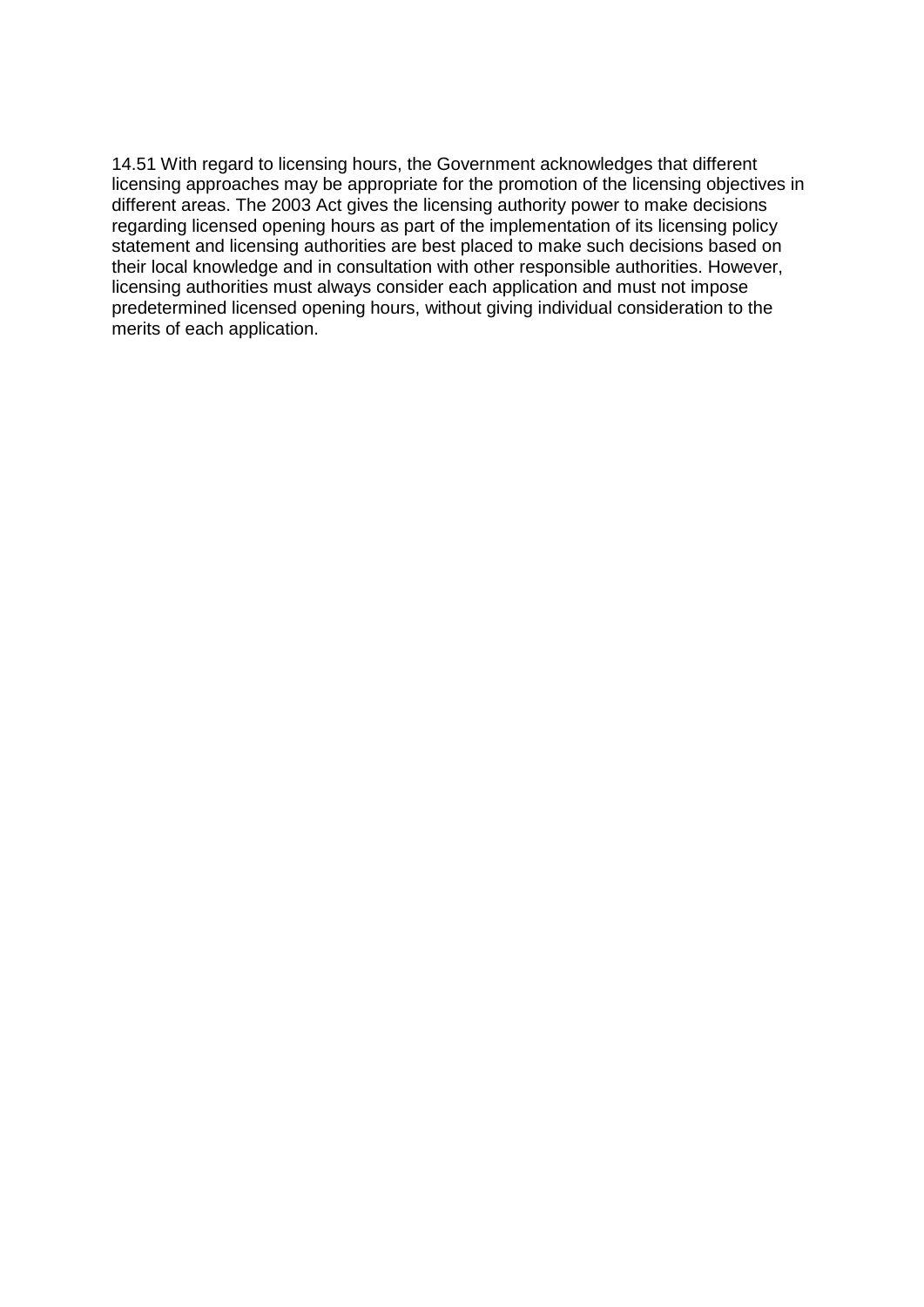14.51 With regard to licensing hours, the Government acknowledges that different licensing approaches may be appropriate for the promotion of the licensing objectives in different areas. The 2003 Act gives the licensing authority power to make decisions regarding licensed opening hours as part of the implementation of its licensing policy statement and licensing authorities are best placed to make such decisions based on their local knowledge and in consultation with other responsible authorities. However, licensing authorities must always consider each application and must not impose predetermined licensed opening hours, without giving individual consideration to the merits of each application.